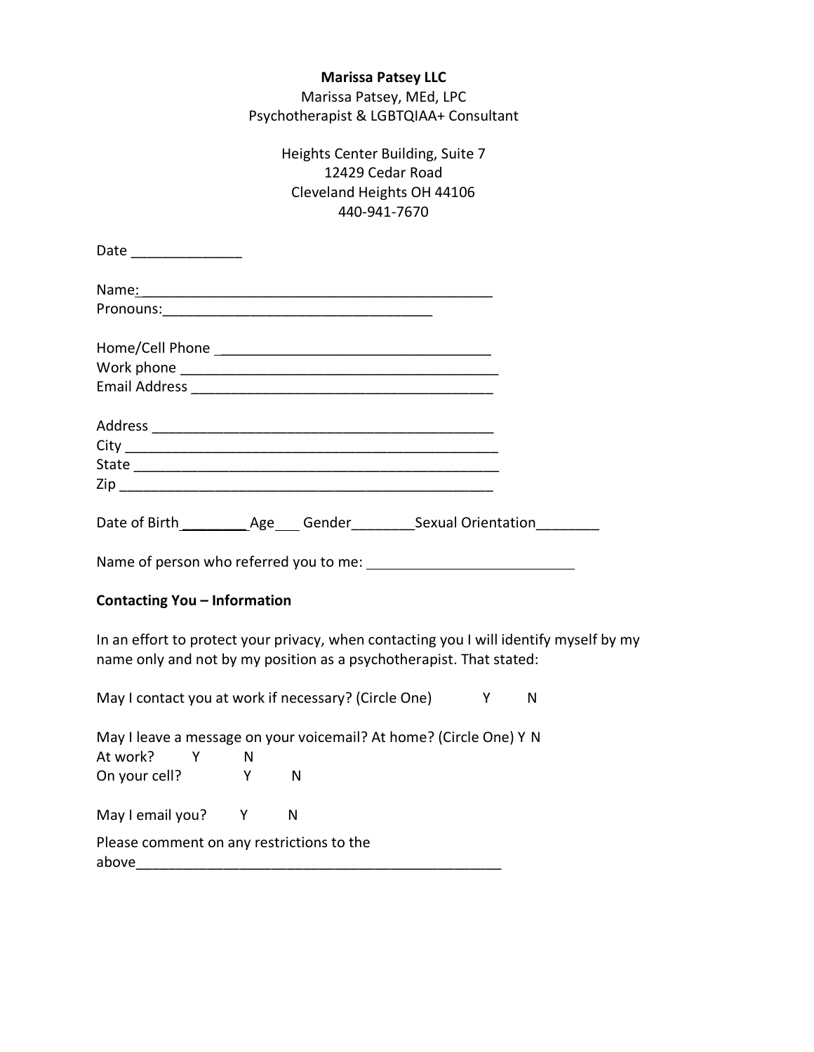**Marissa Patsey LLC**

Marissa Patsey, MEd, LPC

Psychotherapist & LGBTQIAA+ Consultant

Heights Center Building, Suite 7

12429 Cedar Road

Cleveland Heights OH 44106

440-941-7670

Date ______________

Name:_______________________________________________

Pronouns:___________________________________

Home/Cell Phone ___________________________________

Work phone _______________________________________

Email Address _______________________________________

Address _____________________________________________

City _________________________________________________

State ________________________________________________

Zip __________________________________________________

Date of Birth _________ Age___ Gender________Sexual Orientation________

Name of person who referred you to me: ___________________________

**Contacting You – Information**

In an effort to protect your privacy, when contacting you I will identify myself by my name only and not by my position as a psychotherapist. That stated:

May I contact you at work if necessary? (Circle One) Y N

May I leave a message on your voicemail? At home? (Circle One) Y N

At work? Y N

On your cell? Y N

May I email you? Y N

Please comment on any restrictions to the above_______________________________________________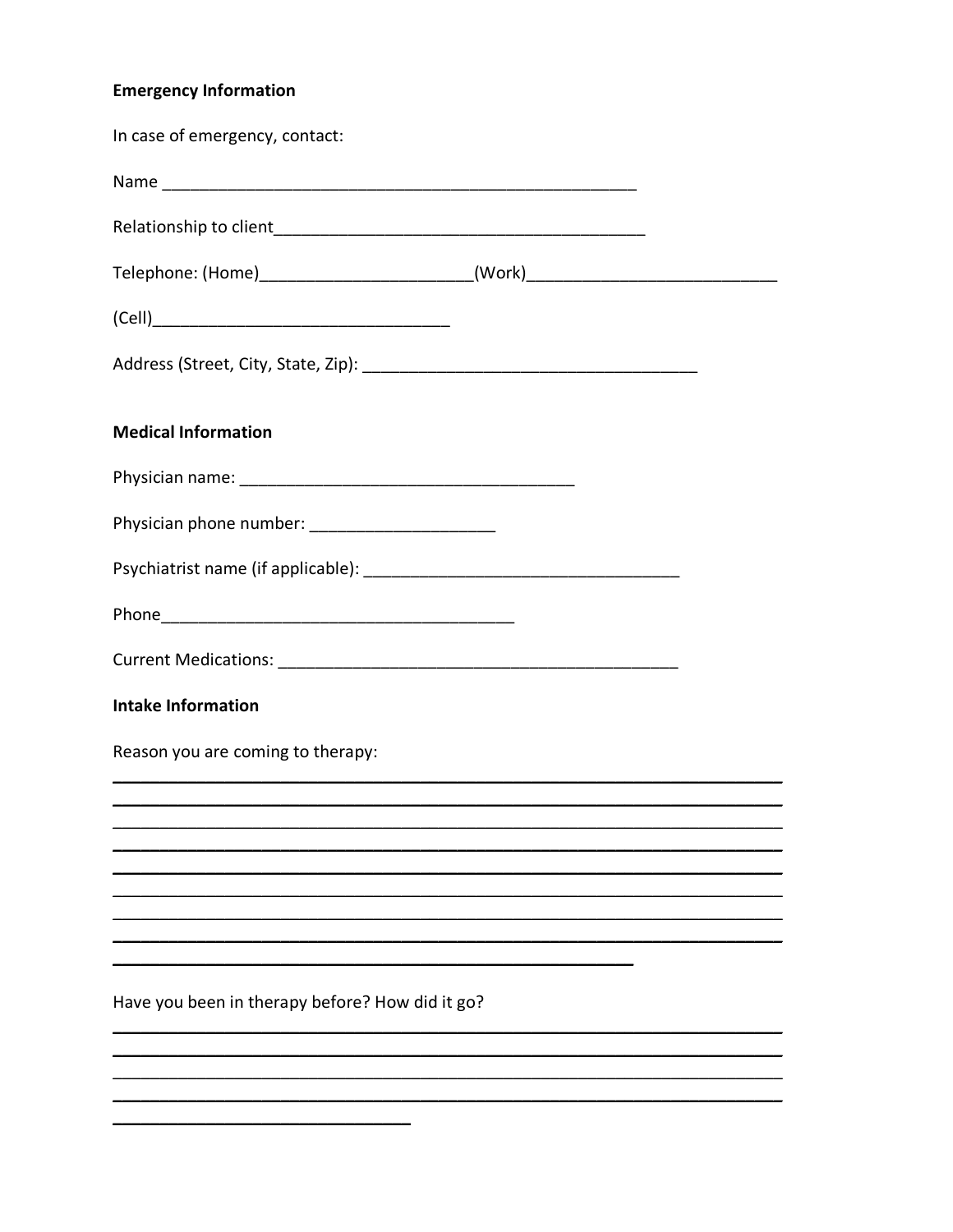**Emergency Information**

In case of emergency, contact:

Name _____________________________________________________

Relationship to client_________________________________________

Telephone: (Home)______________________(Work)__________________________

(Cell)________________________________

Address (Street, City, State, Zip): ___________________________________

**Medical Information**

Physician name: ____________________________________

Physician phone number: ___________________

Psychiatrist name (if applicable): __________________________________

Phone_______________________________________

Current Medications: ____________________________________________

**Intake Information**

Reason you are coming to therapy:

___________________________________________________________________________
___________________________________________________________________________
___________________________________________________________________________
___________________________________________________________________________
___________________________________________________________________________
___________________________________________________________________________
___________________________________________________________________________
___________________________________________________________________________
__________________________________________________________

Have you been in therapy before? How did it go?

___________________________________________________________________________
___________________________________________________________________________
___________________________________________________________________________
___________________________________________________________________________
_________________________________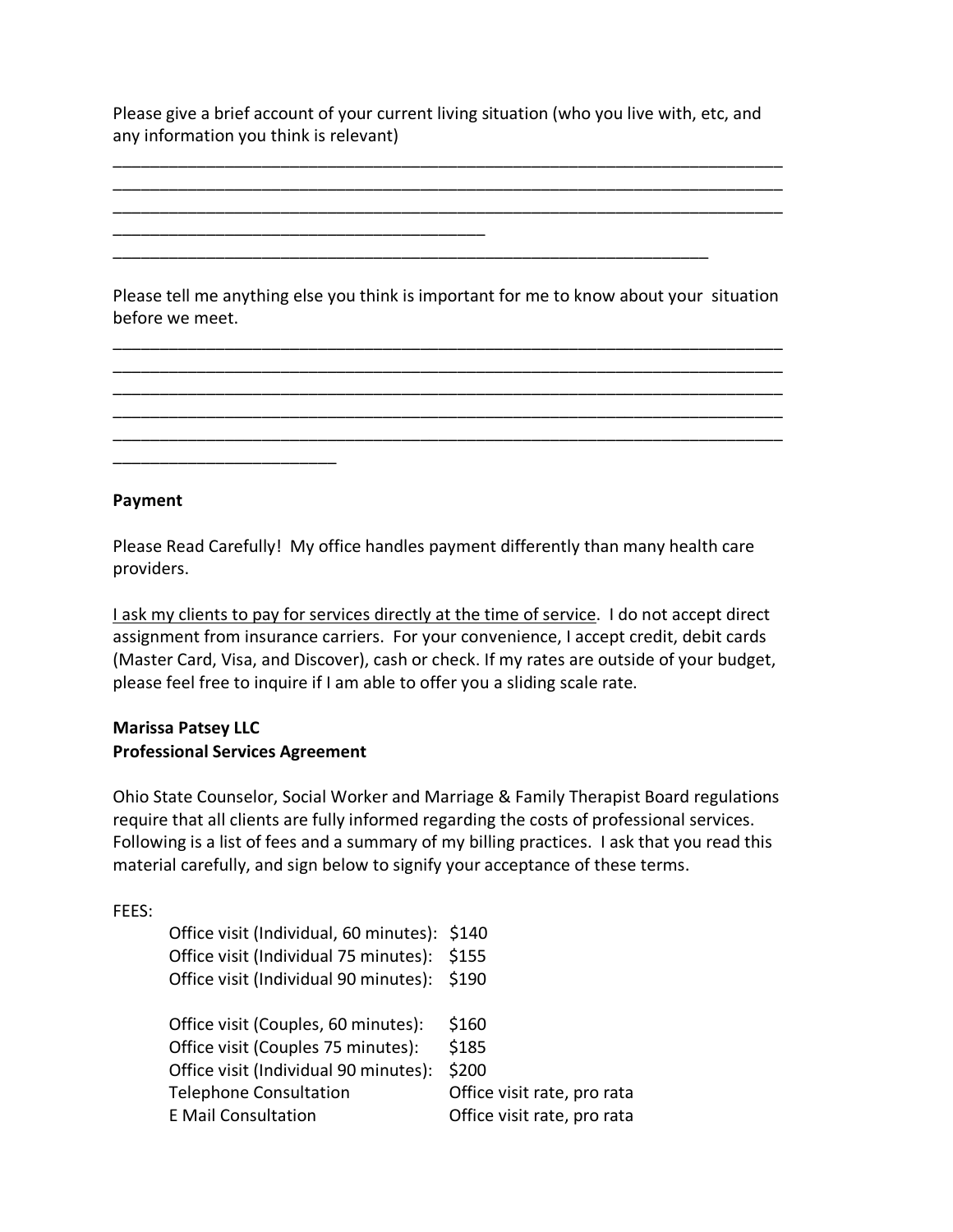Please give a brief account of your current living situation (who you live with, etc, and any information you think is relevant)

______________________________________________________________________________
______________________________________________________________________________
______________________________________________________________________________
_____________________________________________
_________________________________________________________________________

Please tell me anything else you think is important for me to know about your situation before we meet.

______________________________________________________________________________
______________________________________________________________________________
______________________________________________________________________________
______________________________________________________________________________
______________________________________________________________________________
___________________________

**Payment**

Please Read Carefully! My office handles payment differently than many health care providers.

<u>I ask my clients to pay for services directly at the time of service</u>. I do not accept direct assignment from insurance carriers. For your convenience, I accept credit, debit cards (Master Card, Visa, and Discover), cash or check. If my rates are outside of your budget, please feel free to inquire if I am able to offer you a sliding scale rate.

**Marissa Patsey LLC**
**Professional Services Agreement**

Ohio State Counselor, Social Worker and Marriage & Family Therapist Board regulations require that all clients are fully informed regarding the costs of professional services. Following is a list of fees and a summary of my billing practices. I ask that you read this material carefully, and sign below to signify your acceptance of these terms.

FEES:

| | |
|---|---|
| Office visit (Individual, 60 minutes): | $140 |
| Office visit (Individual 75 minutes): | $155 |
| Office visit (Individual 90 minutes): | $190 |
| | |
| Office visit (Couples, 60 minutes): | $160 |
| Office visit (Couples 75 minutes): | $185 |
| Office visit (Individual 90 minutes): | $200 |
| Telephone Consultation | Office visit rate, pro rata |
| E Mail Consultation | Office visit rate, pro rata |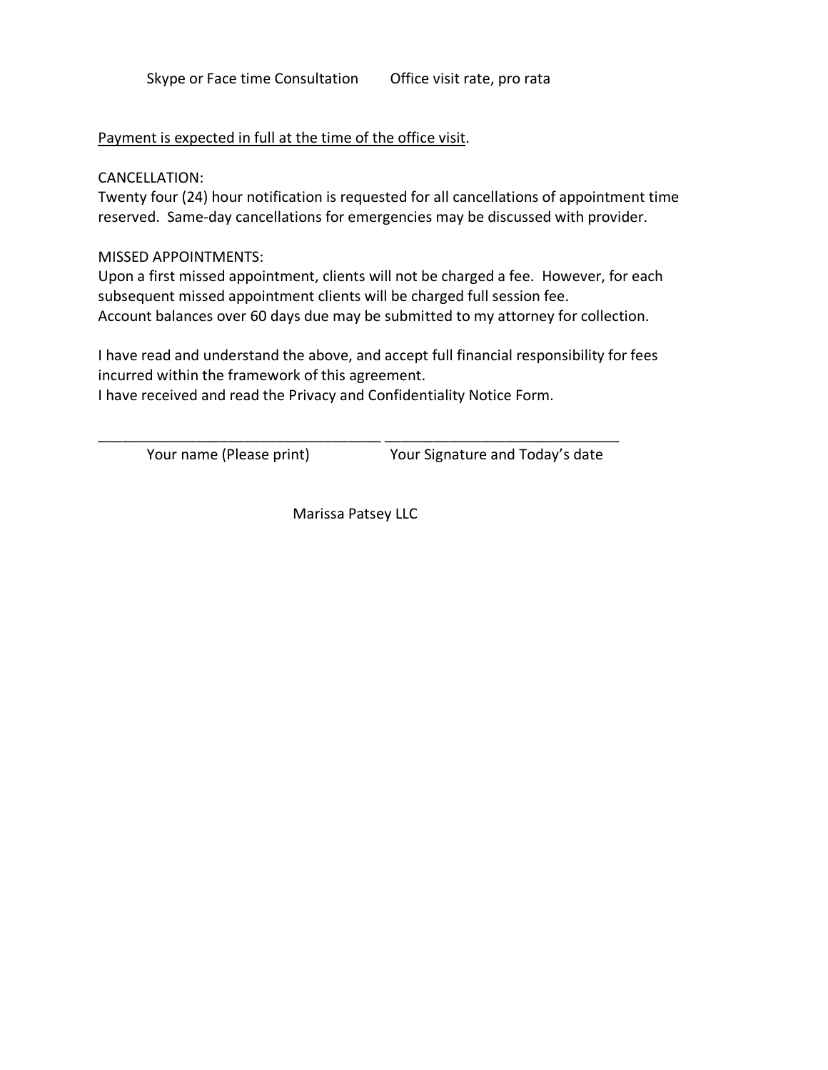| Skype or Face time Consultation | Office visit rate, pro rata |
|---|---|

<u>Payment is expected in full at the time of the office visit</u>.

CANCELLATION:
Twenty four (24) hour notification is requested for all cancellations of appointment time reserved. Same-day cancellations for emergencies may be discussed with provider.

MISSED APPOINTMENTS:
Upon a first missed appointment, clients will not be charged a fee. However, for each subsequent missed appointment clients will be charged full session fee.
Account balances over 60 days due may be submitted to my attorney for collection.

I have read and understand the above, and accept full financial responsibility for fees incurred within the framework of this agreement.
I have received and read the Privacy and Confidentiality Notice Form.

___________________________________ _____________________________

Your name (Please print) &nbsp;&nbsp;&nbsp;&nbsp;&nbsp;&nbsp;&nbsp;&nbsp; Your Signature and Today's date

Marissa Patsey LLC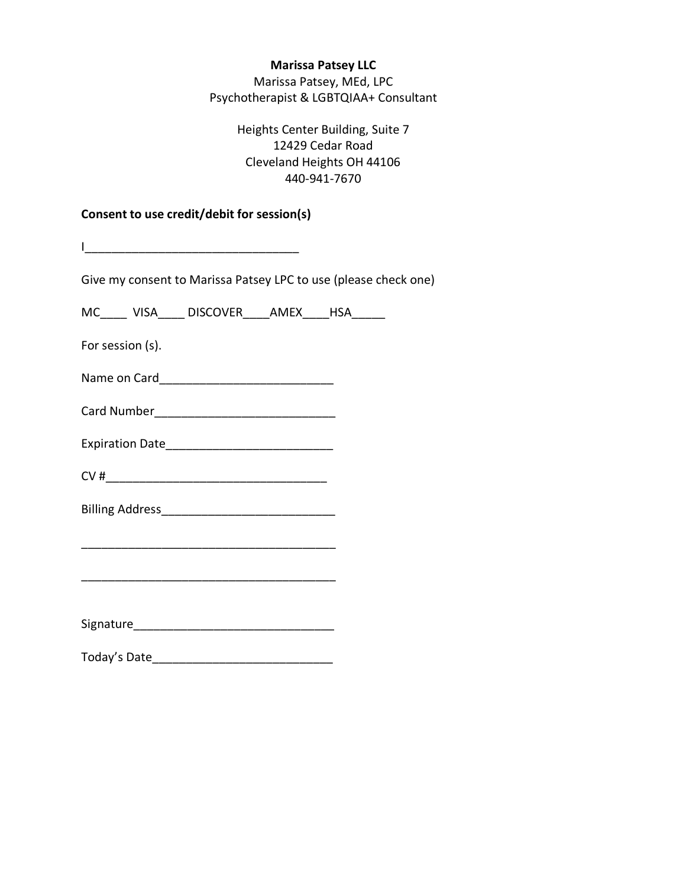**Marissa Patsey LLC**
Marissa Patsey, MEd, LPC
Psychotherapist & LGBTQIAA+ Consultant

Heights Center Building, Suite 7
12429 Cedar Road
Cleveland Heights OH 44106
440-941-7670

**Consent to use credit/debit for session(s)**

I________________________________

Give my consent to Marissa Patsey LPC to use (please check one)

MC____ VISA____ DISCOVER____AMEX____HSA_____

For session (s).

Name on Card__________________________

Card Number___________________________

Expiration Date_________________________

CV #_________________________________

Billing Address__________________________

______________________________________

______________________________________

Signature______________________________

Today's Date___________________________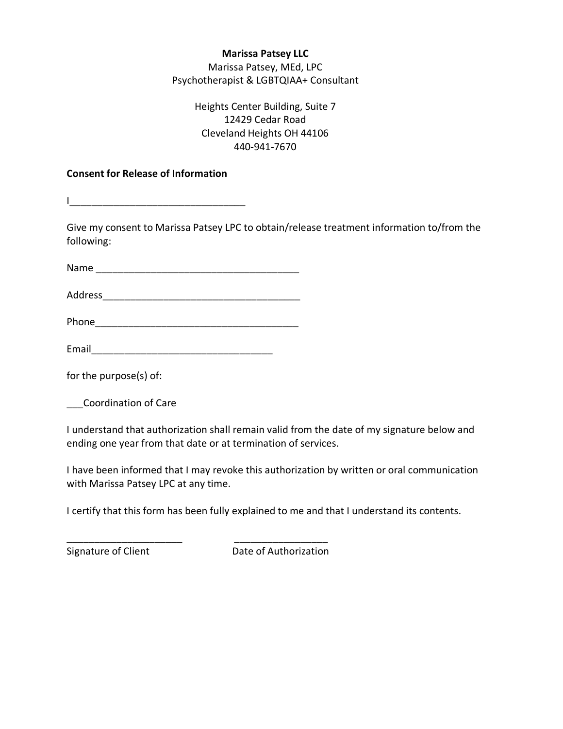**Marissa Patsey LLC**
Marissa Patsey, MEd, LPC
Psychotherapist & LGBTQIAA+ Consultant

Heights Center Building, Suite 7
12429 Cedar Road
Cleveland Heights OH 44106
440-941-7670

**Consent for Release of Information**

I_________________________________

Give my consent to Marissa Patsey LPC to obtain/release treatment information to/from the following:

Name ______________________________________

Address_____________________________________

Phone______________________________________

Email__________________________________

for the purpose(s) of:

___Coordination of Care

I understand that authorization shall remain valid from the date of my signature below and ending one year from that date or at termination of services.

I have been informed that I may revoke this authorization by written or oral communication with Marissa Patsey LPC at any time.

I certify that this form has been fully explained to me and that I understand its contents.

______________________ _________________
Signature of Client Date of Authorization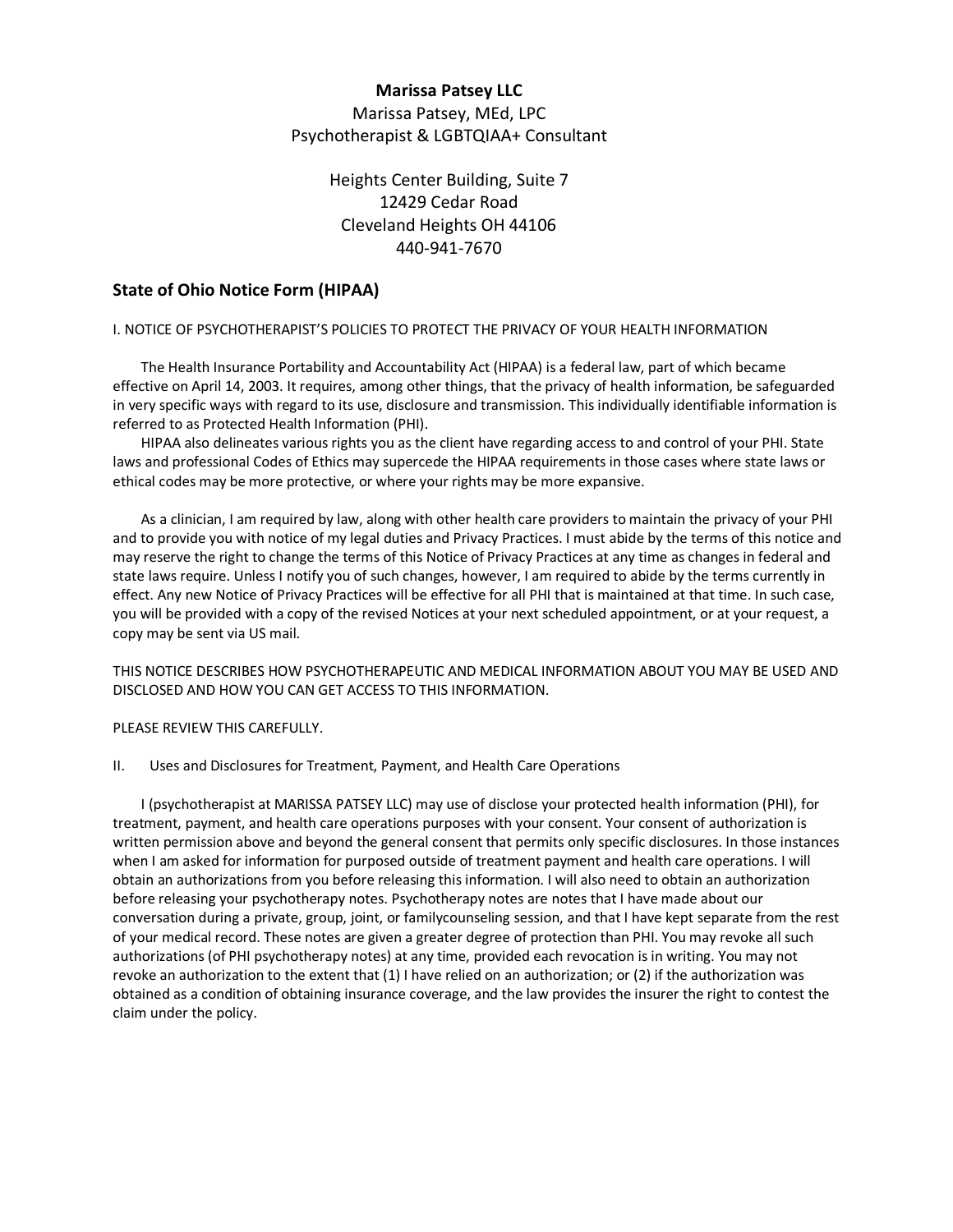**Marissa Patsey LLC**
Marissa Patsey, MEd, LPC
Psychotherapist & LGBTQIAA+ Consultant

Heights Center Building, Suite 7
12429 Cedar Road
Cleveland Heights OH 44106
440-941-7670

## State of Ohio Notice Form (HIPAA)

I. NOTICE OF PSYCHOTHERAPIST'S POLICIES TO PROTECT THE PRIVACY OF YOUR HEALTH INFORMATION

The Health Insurance Portability and Accountability Act (HIPAA) is a federal law, part of which became effective on April 14, 2003. It requires, among other things, that the privacy of health information, be safeguarded in very specific ways with regard to its use, disclosure and transmission. This individually identifiable information is referred to as Protected Health Information (PHI).

HIPAA also delineates various rights you as the client have regarding access to and control of your PHI. State laws and professional Codes of Ethics may supercede the HIPAA requirements in those cases where state laws or ethical codes may be more protective, or where your rights may be more expansive.

As a clinician, I am required by law, along with other health care providers to maintain the privacy of your PHI and to provide you with notice of my legal duties and Privacy Practices. I must abide by the terms of this notice and may reserve the right to change the terms of this Notice of Privacy Practices at any time as changes in federal and state laws require. Unless I notify you of such changes, however, I am required to abide by the terms currently in effect. Any new Notice of Privacy Practices will be effective for all PHI that is maintained at that time. In such case, you will be provided with a copy of the revised Notices at your next scheduled appointment, or at your request, a copy may be sent via US mail.

THIS NOTICE DESCRIBES HOW PSYCHOTHERAPEUTIC AND MEDICAL INFORMATION ABOUT YOU MAY BE USED AND DISCLOSED AND HOW YOU CAN GET ACCESS TO THIS INFORMATION.

PLEASE REVIEW THIS CAREFULLY.

II. Uses and Disclosures for Treatment, Payment, and Health Care Operations

I (psychotherapist at MARISSA PATSEY LLC) may use of disclose your protected health information (PHI), for treatment, payment, and health care operations purposes with your consent. Your consent of authorization is written permission above and beyond the general consent that permits only specific disclosures. In those instances when I am asked for information for purposed outside of treatment payment and health care operations. I will obtain an authorizations from you before releasing this information. I will also need to obtain an authorization before releasing your psychotherapy notes. Psychotherapy notes are notes that I have made about our conversation during a private, group, joint, or familycounseling session, and that I have kept separate from the rest of your medical record. These notes are given a greater degree of protection than PHI. You may revoke all such authorizations (of PHI psychotherapy notes) at any time, provided each revocation is in writing. You may not revoke an authorization to the extent that (1) I have relied on an authorization; or (2) if the authorization was obtained as a condition of obtaining insurance coverage, and the law provides the insurer the right to contest the claim under the policy.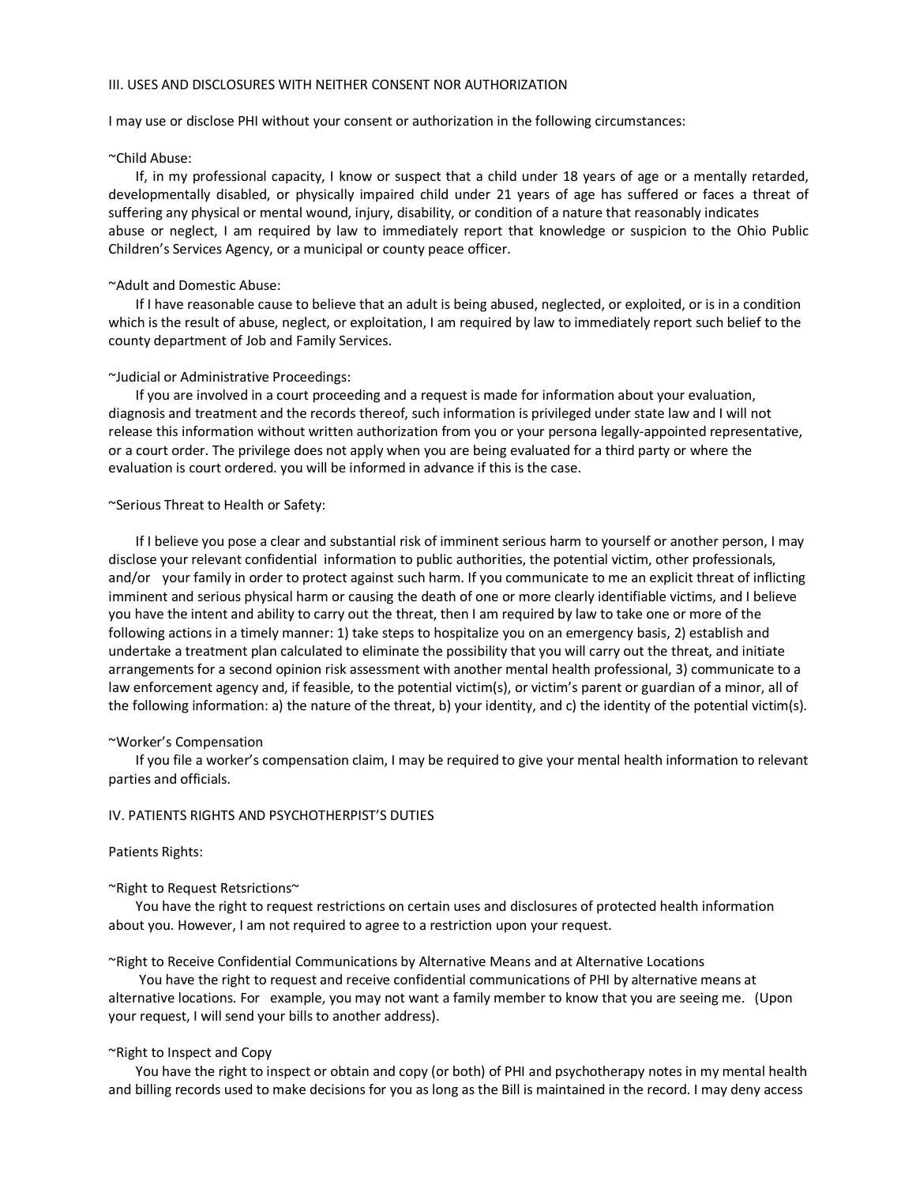III. USES AND DISCLOSURES WITH NEITHER CONSENT NOR AUTHORIZATION

I may use or disclose PHI without your consent or authorization in the following circumstances:

~Child Abuse:

If, in my professional capacity, I know or suspect that a child under 18 years of age or a mentally retarded, developmentally disabled, or physically impaired child under 21 years of age has suffered or faces a threat of suffering any physical or mental wound, injury, disability, or condition of a nature that reasonably indicates abuse or neglect, I am required by law to immediately report that knowledge or suspicion to the Ohio Public Children's Services Agency, or a municipal or county peace officer.

~Adult and Domestic Abuse:

If I have reasonable cause to believe that an adult is being abused, neglected, or exploited, or is in a condition which is the result of abuse, neglect, or exploitation, I am required by law to immediately report such belief to the county department of Job and Family Services.

~Judicial or Administrative Proceedings:

If you are involved in a court proceeding and a request is made for information about your evaluation, diagnosis and treatment and the records thereof, such information is privileged under state law and I will not release this information without written authorization from you or your persona legally-appointed representative, or a court order. The privilege does not apply when you are being evaluated for a third party or where the evaluation is court ordered. you will be informed in advance if this is the case.

~Serious Threat to Health or Safety:

If I believe you pose a clear and substantial risk of imminent serious harm to yourself or another person, I may disclose your relevant confidential information to public authorities, the potential victim, other professionals, and/or your family in order to protect against such harm. If you communicate to me an explicit threat of inflicting imminent and serious physical harm or causing the death of one or more clearly identifiable victims, and I believe you have the intent and ability to carry out the threat, then I am required by law to take one or more of the following actions in a timely manner: 1) take steps to hospitalize you on an emergency basis, 2) establish and undertake a treatment plan calculated to eliminate the possibility that you will carry out the threat, and initiate arrangements for a second opinion risk assessment with another mental health professional, 3) communicate to a law enforcement agency and, if feasible, to the potential victim(s), or victim's parent or guardian of a minor, all of the following information: a) the nature of the threat, b) your identity, and c) the identity of the potential victim(s).

~Worker's Compensation

If you file a worker's compensation claim, I may be required to give your mental health information to relevant parties and officials.

IV. PATIENTS RIGHTS AND PSYCHOTHERPIST'S DUTIES

Patients Rights:

~Right to Request Retsrictions~

You have the right to request restrictions on certain uses and disclosures of protected health information about you. However, I am not required to agree to a restriction upon your request.

~Right to Receive Confidential Communications by Alternative Means and at Alternative Locations

You have the right to request and receive confidential communications of PHI by alternative means at alternative locations. For example, you may not want a family member to know that you are seeing me. (Upon your request, I will send your bills to another address).

~Right to Inspect and Copy

You have the right to inspect or obtain and copy (or both) of PHI and psychotherapy notes in my mental health and billing records used to make decisions for you as long as the Bill is maintained in the record. I may deny access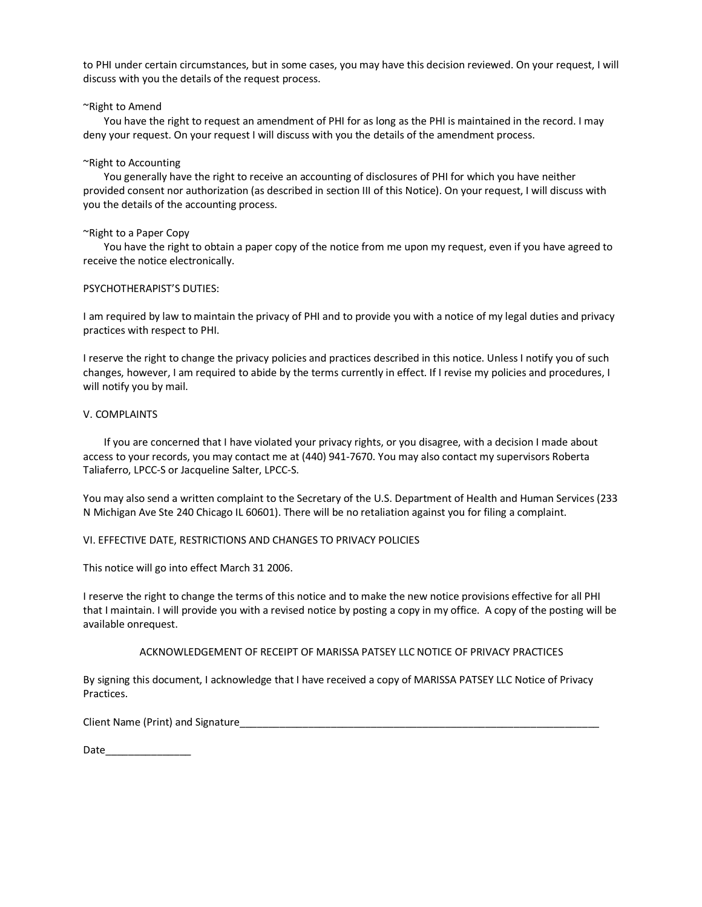to PHI under certain circumstances, but in some cases, you may have this decision reviewed. On your request, I will discuss with you the details of the request process.

~Right to Amend

You have the right to request an amendment of PHI for as long as the PHI is maintained in the record. I may deny your request. On your request I will discuss with you the details of the amendment process.

~Right to Accounting

You generally have the right to receive an accounting of disclosures of PHI for which you have neither provided consent nor authorization (as described in section III of this Notice). On your request, I will discuss with you the details of the accounting process.

~Right to a Paper Copy

You have the right to obtain a paper copy of the notice from me upon my request, even if you have agreed to receive the notice electronically.

PSYCHOTHERAPIST'S DUTIES:

I am required by law to maintain the privacy of PHI and to provide you with a notice of my legal duties and privacy practices with respect to PHI.

I reserve the right to change the privacy policies and practices described in this notice. Unless I notify you of such changes, however, I am required to abide by the terms currently in effect. If I revise my policies and procedures, I will notify you by mail.

V. COMPLAINTS

If you are concerned that I have violated your privacy rights, or you disagree, with a decision I made about access to your records, you may contact me at (440) 941-7670. You may also contact my supervisors Roberta Taliaferro, LPCC-S or Jacqueline Salter, LPCC-S.

You may also send a written complaint to the Secretary of the U.S. Department of Health and Human Services (233 N Michigan Ave Ste 240 Chicago IL 60601). There will be no retaliation against you for filing a complaint.

VI. EFFECTIVE DATE, RESTRICTIONS AND CHANGES TO PRIVACY POLICIES

This notice will go into effect March 31 2006.

I reserve the right to change the terms of this notice and to make the new notice provisions effective for all PHI that I maintain. I will provide you with a revised notice by posting a copy in my office. A copy of the posting will be available onrequest.

ACKNOWLEDGEMENT OF RECEIPT OF MARISSA PATSEY LLC NOTICE OF PRIVACY PRACTICES

By signing this document, I acknowledge that I have received a copy of MARISSA PATSEY LLC Notice of Privacy Practices.

Client Name (Print) and Signature_________________________________________________________________

Date_______________